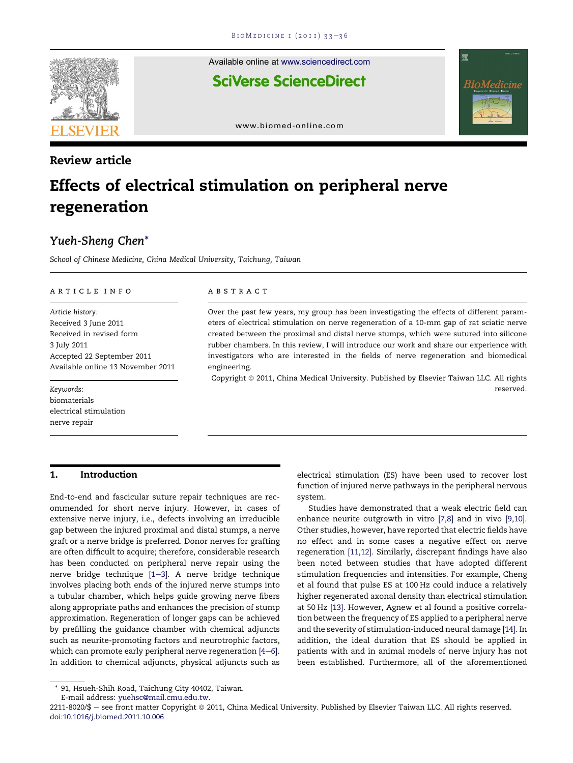Review article

# Effects of electrical stimulation on peripheral nerve regeneration

Yueh-Sheng Chen*

*School of Chinese Medicine, China Medical University, Taichung, Taiwan*

**ARTICLE INFO**

*Article history:*
Received 3 June 2011
Received in revised form
3 July 2011
Accepted 22 September 2011
Available online 13 November 2011

*Keywords:*
biomaterials
electrical stimulation
nerve repair

**ABSTRACT**

Over the past few years, my group has been investigating the effects of different parameters of electrical stimulation on nerve regeneration of a 10-mm gap of rat sciatic nerve created between the proximal and distal nerve stumps, which were sutured into silicone rubber chambers. In this review, I will introduce our work and share our experience with investigators who are interested in the fields of nerve regeneration and biomedical engineering.

Copyright © 2011, China Medical University. Published by Elsevier Taiwan LLC. All rights reserved.

## 1. Introduction

End-to-end and fascicular suture repair techniques are recommended for short nerve injury. However, in cases of extensive nerve injury, i.e., defects involving an irreducible gap between the injured proximal and distal stumps, a nerve graft or a nerve bridge is preferred. Donor nerves for grafting are often difficult to acquire; therefore, considerable research has been conducted on peripheral nerve repair using the nerve bridge technique [1–3]. A nerve bridge technique involves placing both ends of the injured nerve stumps into a tubular chamber, which helps guide growing nerve fibers along appropriate paths and enhances the precision of stump approximation. Regeneration of longer gaps can be achieved by prefilling the guidance chamber with chemical adjuncts such as neurite-promoting factors and neurotrophic factors, which can promote early peripheral nerve regeneration [4–6]. In addition to chemical adjuncts, physical adjuncts such as electrical stimulation (ES) have been used to recover lost function of injured nerve pathways in the peripheral nervous system.

Studies have demonstrated that a weak electric field can enhance neurite outgrowth in vitro [7,8] and in vivo [9,10]. Other studies, however, have reported that electric fields have no effect and in some cases a negative effect on nerve regeneration [11,12]. Similarly, discrepant findings have also been noted between studies that have adopted different stimulation frequencies and intensities. For example, Cheng et al found that pulse ES at 100 Hz could induce a relatively higher regenerated axonal density than electrical stimulation at 50 Hz [13]. However, Agnew et al found a positive correlation between the frequency of ES applied to a peripheral nerve and the severity of stimulation-induced neural damage [14]. In addition, the ideal duration that ES should be applied in patients with and in animal models of nerve injury has not been established. Furthermore, all of the aforementioned

* 91, Hsueh-Shih Road, Taichung City 40402, Taiwan.
E-mail address: yuehsc@mail.cmu.edu.tw.

2211-8020/$ — see front matter Copyright © 2011, China Medical University. Published by Elsevier Taiwan LLC. All rights reserved.
doi:10.1016/j.biomed.2011.10.006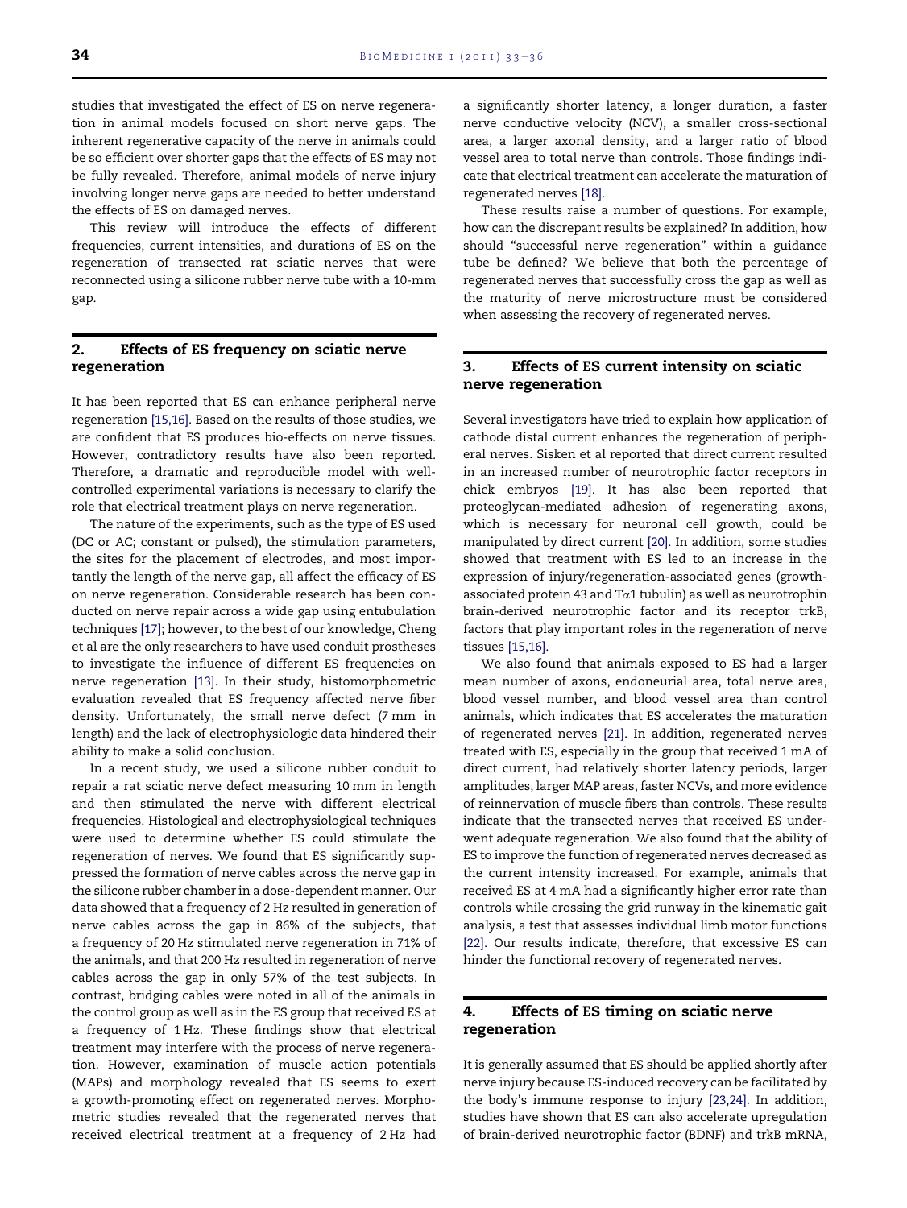studies that investigated the effect of ES on nerve regeneration in animal models focused on short nerve gaps. The inherent regenerative capacity of the nerve in animals could be so efficient over shorter gaps that the effects of ES may not be fully revealed. Therefore, animal models of nerve injury involving longer nerve gaps are needed to better understand the effects of ES on damaged nerves.

This review will introduce the effects of different frequencies, current intensities, and durations of ES on the regeneration of transected rat sciatic nerves that were reconnected using a silicone rubber nerve tube with a 10-mm gap.

## 2. Effects of ES frequency on sciatic nerve regeneration

It has been reported that ES can enhance peripheral nerve regeneration [15,16]. Based on the results of those studies, we are confident that ES produces bio-effects on nerve tissues. However, contradictory results have also been reported. Therefore, a dramatic and reproducible model with well-controlled experimental variations is necessary to clarify the role that electrical treatment plays on nerve regeneration.

The nature of the experiments, such as the type of ES used (DC or AC; constant or pulsed), the stimulation parameters, the sites for the placement of electrodes, and most importantly the length of the nerve gap, all affect the efficacy of ES on nerve regeneration. Considerable research has been conducted on nerve repair across a wide gap using entubulation techniques [17]; however, to the best of our knowledge, Cheng et al are the only researchers to have used conduit prostheses to investigate the influence of different ES frequencies on nerve regeneration [13]. In their study, histomorphometric evaluation revealed that ES frequency affected nerve fiber density. Unfortunately, the small nerve defect (7 mm in length) and the lack of electrophysiologic data hindered their ability to make a solid conclusion.

In a recent study, we used a silicone rubber conduit to repair a rat sciatic nerve defect measuring 10 mm in length and then stimulated the nerve with different electrical frequencies. Histological and electrophysiological techniques were used to determine whether ES could stimulate the regeneration of nerves. We found that ES significantly suppressed the formation of nerve cables across the nerve gap in the silicone rubber chamber in a dose-dependent manner. Our data showed that a frequency of 2 Hz resulted in generation of nerve cables across the gap in 86% of the subjects, that a frequency of 20 Hz stimulated nerve regeneration in 71% of the animals, and that 200 Hz resulted in regeneration of nerve cables across the gap in only 57% of the test subjects. In contrast, bridging cables were noted in all of the animals in the control group as well as in the ES group that received ES at a frequency of 1 Hz. These findings show that electrical treatment may interfere with the process of nerve regeneration. However, examination of muscle action potentials (MAPs) and morphology revealed that ES seems to exert a growth-promoting effect on regenerated nerves. Morphometric studies revealed that the regenerated nerves that received electrical treatment at a frequency of 2 Hz had a significantly shorter latency, a longer duration, a faster nerve conductive velocity (NCV), a smaller cross-sectional area, a larger axonal density, and a larger ratio of blood vessel area to total nerve than controls. Those findings indicate that electrical treatment can accelerate the maturation of regenerated nerves [18].

These results raise a number of questions. For example, how can the discrepant results be explained? In addition, how should "successful nerve regeneration" within a guidance tube be defined? We believe that both the percentage of regenerated nerves that successfully cross the gap as well as the maturity of nerve microstructure must be considered when assessing the recovery of regenerated nerves.

## 3. Effects of ES current intensity on sciatic nerve regeneration

Several investigators have tried to explain how application of cathode distal current enhances the regeneration of peripheral nerves. Sisken et al reported that direct current resulted in an increased number of neurotrophic factor receptors in chick embryos [19]. It has also been reported that proteoglycan-mediated adhesion of regenerating axons, which is necessary for neuronal cell growth, could be manipulated by direct current [20]. In addition, some studies showed that treatment with ES led to an increase in the expression of injury/regeneration-associated genes (growth-associated protein 43 and Tα1 tubulin) as well as neurotrophin brain-derived neurotrophic factor and its receptor trkB, factors that play important roles in the regeneration of nerve tissues [15,16].

We also found that animals exposed to ES had a larger mean number of axons, endoneurial area, total nerve area, blood vessel number, and blood vessel area than control animals, which indicates that ES accelerates the maturation of regenerated nerves [21]. In addition, regenerated nerves treated with ES, especially in the group that received 1 mA of direct current, had relatively shorter latency periods, larger amplitudes, larger MAP areas, faster NCVs, and more evidence of reinnervation of muscle fibers than controls. These results indicate that the transected nerves that received ES underwent adequate regeneration. We also found that the ability of ES to improve the function of regenerated nerves decreased as the current intensity increased. For example, animals that received ES at 4 mA had a significantly higher error rate than controls while crossing the grid runway in the kinematic gait analysis, a test that assesses individual limb motor functions [22]. Our results indicate, therefore, that excessive ES can hinder the functional recovery of regenerated nerves.

## 4. Effects of ES timing on sciatic nerve regeneration

It is generally assumed that ES should be applied shortly after nerve injury because ES-induced recovery can be facilitated by the body's immune response to injury [23,24]. In addition, studies have shown that ES can also accelerate upregulation of brain-derived neurotrophic factor (BDNF) and trkB mRNA,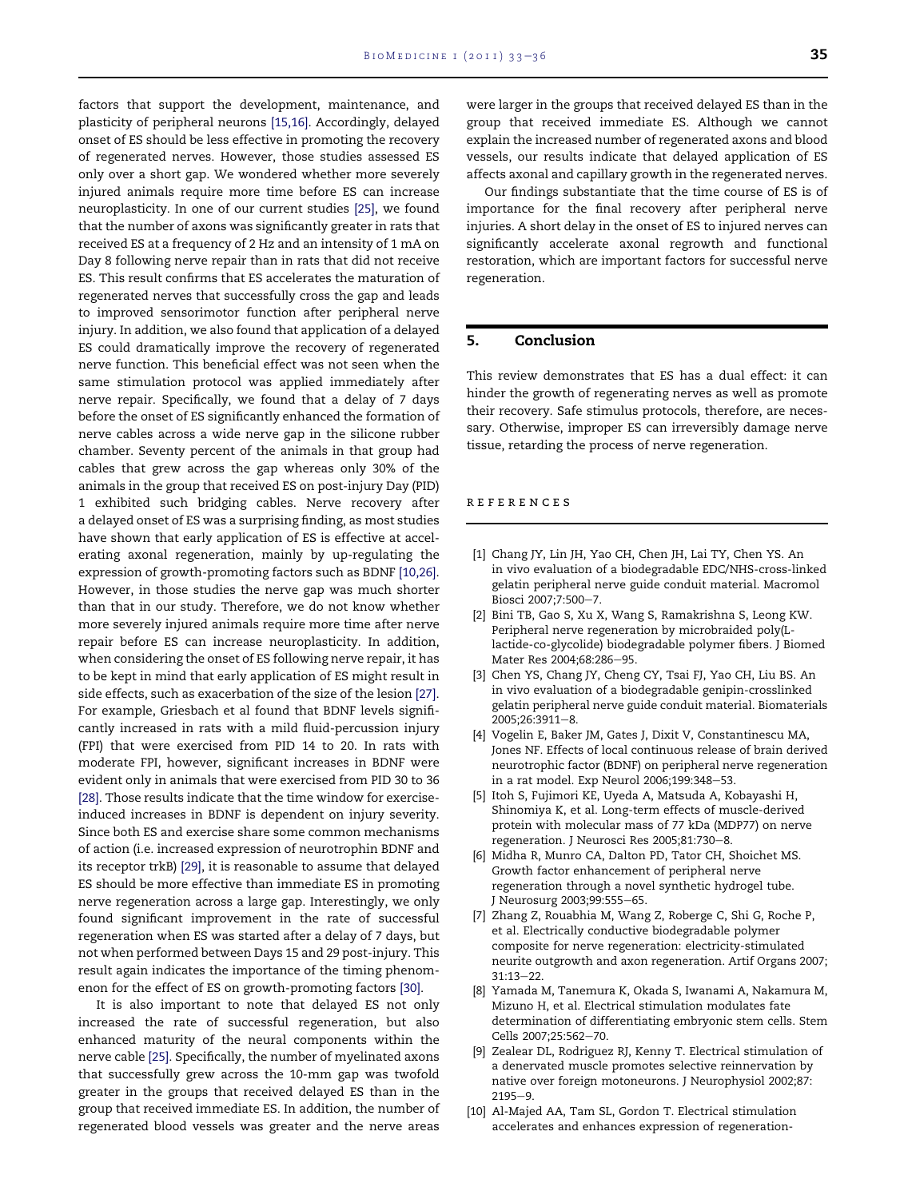factors that support the development, maintenance, and plasticity of peripheral neurons [15,16]. Accordingly, delayed onset of ES should be less effective in promoting the recovery of regenerated nerves. However, those studies assessed ES only over a short gap. We wondered whether more severely injured animals require more time before ES can increase neuroplasticity. In one of our current studies [25], we found that the number of axons was significantly greater in rats that received ES at a frequency of 2 Hz and an intensity of 1 mA on Day 8 following nerve repair than in rats that did not receive ES. This result confirms that ES accelerates the maturation of regenerated nerves that successfully cross the gap and leads to improved sensorimotor function after peripheral nerve injury. In addition, we also found that application of a delayed ES could dramatically improve the recovery of regenerated nerve function. This beneficial effect was not seen when the same stimulation protocol was applied immediately after nerve repair. Specifically, we found that a delay of 7 days before the onset of ES significantly enhanced the formation of nerve cables across a wide nerve gap in the silicone rubber chamber. Seventy percent of the animals in that group had cables that grew across the gap whereas only 30% of the animals in the group that received ES on post-injury Day (PID) 1 exhibited such bridging cables. Nerve recovery after a delayed onset of ES was a surprising finding, as most studies have shown that early application of ES is effective at accelerating axonal regeneration, mainly by up-regulating the expression of growth-promoting factors such as BDNF [10,26]. However, in those studies the nerve gap was much shorter than that in our study. Therefore, we do not know whether more severely injured animals require more time after nerve repair before ES can increase neuroplasticity. In addition, when considering the onset of ES following nerve repair, it has to be kept in mind that early application of ES might result in side effects, such as exacerbation of the size of the lesion [27]. For example, Griesbach et al found that BDNF levels significantly increased in rats with a mild fluid-percussion injury (FPI) that were exercised from PID 14 to 20. In rats with moderate FPI, however, significant increases in BDNF were evident only in animals that were exercised from PID 30 to 36 [28]. Those results indicate that the time window for exercise-induced increases in BDNF is dependent on injury severity. Since both ES and exercise share some common mechanisms of action (i.e. increased expression of neurotrophin BDNF and its receptor trkB) [29], it is reasonable to assume that delayed ES should be more effective than immediate ES in promoting nerve regeneration across a large gap. Interestingly, we only found significant improvement in the rate of successful regeneration when ES was started after a delay of 7 days, but not when performed between Days 15 and 29 post-injury. This result again indicates the importance of the timing phenomenon for the effect of ES on growth-promoting factors [30].

It is also important to note that delayed ES not only increased the rate of successful regeneration, but also enhanced maturity of the neural components within the nerve cable [25]. Specifically, the number of myelinated axons that successfully grew across the 10-mm gap was twofold greater in the groups that received delayed ES than in the group that received immediate ES. In addition, the number of regenerated blood vessels was greater and the nerve areas were larger in the groups that received delayed ES than in the group that received immediate ES. Although we cannot explain the increased number of regenerated axons and blood vessels, our results indicate that delayed application of ES affects axonal and capillary growth in the regenerated nerves.

Our findings substantiate that the time course of ES is of importance for the final recovery after peripheral nerve injuries. A short delay in the onset of ES to injured nerves can significantly accelerate axonal regrowth and functional restoration, which are important factors for successful nerve regeneration.

## 5. Conclusion

This review demonstrates that ES has a dual effect: it can hinder the growth of regenerating nerves as well as promote their recovery. Safe stimulus protocols, therefore, are necessary. Otherwise, improper ES can irreversibly damage nerve tissue, retarding the process of nerve regeneration.

## REFERENCES

[1] Chang JY, Lin JH, Yao CH, Chen JH, Lai TY, Chen YS. An in vivo evaluation of a biodegradable EDC/NHS-cross-linked gelatin peripheral nerve guide conduit material. Macromol Biosci 2007;7:500–7.

[2] Bini TB, Gao S, Xu X, Wang S, Ramakrishna S, Leong KW. Peripheral nerve regeneration by microbraided poly(L-lactide-co-glycolide) biodegradable polymer fibers. J Biomed Mater Res 2004;68:286–95.

[3] Chen YS, Chang JY, Cheng CY, Tsai FJ, Yao CH, Liu BS. An in vivo evaluation of a biodegradable genipin-crosslinked gelatin peripheral nerve guide conduit material. Biomaterials 2005;26:3911–8.

[4] Vogelin E, Baker JM, Gates J, Dixit V, Constantinescu MA, Jones NF. Effects of local continuous release of brain derived neurotrophic factor (BDNF) on peripheral nerve regeneration in a rat model. Exp Neurol 2006;199:348–53.

[5] Itoh S, Fujimori KE, Uyeda A, Matsuda A, Kobayashi H, Shinomiya K, et al. Long-term effects of muscle-derived protein with molecular mass of 77 kDa (MDP77) on nerve regeneration. J Neurosci Res 2005;81:730–8.

[6] Midha R, Munro CA, Dalton PD, Tator CH, Shoichet MS. Growth factor enhancement of peripheral nerve regeneration through a novel synthetic hydrogel tube. J Neurosurg 2003;99:555–65.

[7] Zhang Z, Rouabhia M, Wang Z, Roberge C, Shi G, Roche P, et al. Electrically conductive biodegradable polymer composite for nerve regeneration: electricity-stimulated neurite outgrowth and axon regeneration. Artif Organs 2007;31:13–22.

[8] Yamada M, Tanemura K, Okada S, Iwanami A, Nakamura M, Mizuno H, et al. Electrical stimulation modulates fate determination of differentiating embryonic stem cells. Stem Cells 2007;25:562–70.

[9] Zealear DL, Rodriguez RJ, Kenny T. Electrical stimulation of a denervated muscle promotes selective reinnervation by native over foreign motoneurons. J Neurophysiol 2002;87:2195–9.

[10] Al-Majed AA, Tam SL, Gordon T. Electrical stimulation accelerates and enhances expression of regeneration-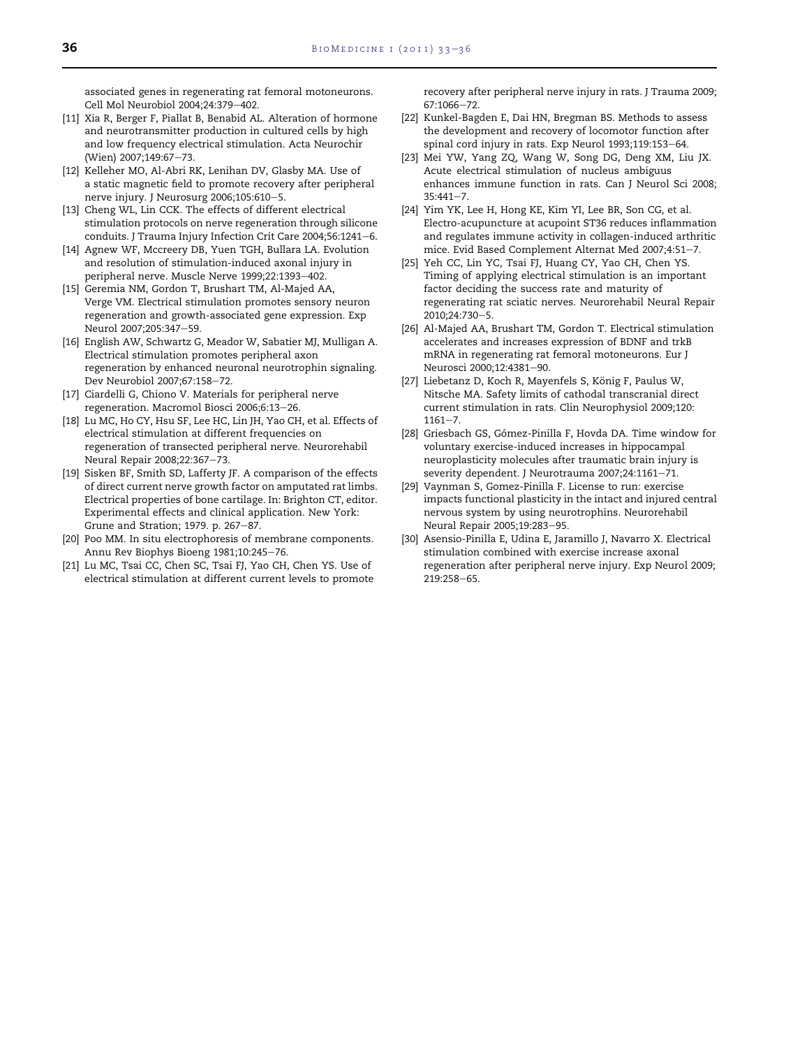associated genes in regenerating rat femoral motoneurons. Cell Mol Neurobiol 2004;24:379–402.

[11] Xia R, Berger F, Piallat B, Benabid AL. Alteration of hormone and neurotransmitter production in cultured cells by high and low frequency electrical stimulation. Acta Neurochir (Wien) 2007;149:67–73.

[12] Kelleher MO, Al-Abri RK, Lenihan DV, Glasby MA. Use of a static magnetic field to promote recovery after peripheral nerve injury. J Neurosurg 2006;105:610–5.

[13] Cheng WL, Lin CCK. The effects of different electrical stimulation protocols on nerve regeneration through silicone conduits. J Trauma Injury Infection Crit Care 2004;56:1241–6.

[14] Agnew WF, Mccreery DB, Yuen TGH, Bullara LA. Evolution and resolution of stimulation-induced axonal injury in peripheral nerve. Muscle Nerve 1999;22:1393–402.

[15] Geremia NM, Gordon T, Brushart TM, Al-Majed AA, Verge VM. Electrical stimulation promotes sensory neuron regeneration and growth-associated gene expression. Exp Neurol 2007;205:347–59.

[16] English AW, Schwartz G, Meador W, Sabatier MJ, Mulligan A. Electrical stimulation promotes peripheral axon regeneration by enhanced neuronal neurotrophin signaling. Dev Neurobiol 2007;67:158–72.

[17] Ciardelli G, Chiono V. Materials for peripheral nerve regeneration. Macromol Biosci 2006;6:13–26.

[18] Lu MC, Ho CY, Hsu SF, Lee HC, Lin JH, Yao CH, et al. Effects of electrical stimulation at different frequencies on regeneration of transected peripheral nerve. Neurorehabil Neural Repair 2008;22:367–73.

[19] Sisken BF, Smith SD, Lafferty JF. A comparison of the effects of direct current nerve growth factor on amputated rat limbs. Electrical properties of bone cartilage. In: Brighton CT, editor. Experimental effects and clinical application. New York: Grune and Stration; 1979. p. 267–87.

[20] Poo MM. In situ electrophoresis of membrane components. Annu Rev Biophys Bioeng 1981;10:245–76.

[21] Lu MC, Tsai CC, Chen SC, Tsai FJ, Yao CH, Chen YS. Use of electrical stimulation at different current levels to promote recovery after peripheral nerve injury in rats. J Trauma 2009; 67:1066–72.

[22] Kunkel-Bagden E, Dai HN, Bregman BS. Methods to assess the development and recovery of locomotor function after spinal cord injury in rats. Exp Neurol 1993;119:153–64.

[23] Mei YW, Yang ZQ, Wang W, Song DG, Deng XM, Liu JX. Acute electrical stimulation of nucleus ambiguus enhances immune function in rats. Can J Neurol Sci 2008; 35:441–7.

[24] Yim YK, Lee H, Hong KE, Kim YI, Lee BR, Son CG, et al. Electro-acupuncture at acupoint ST36 reduces inflammation and regulates immune activity in collagen-induced arthritic mice. Evid Based Complement Alternat Med 2007;4:51–7.

[25] Yeh CC, Lin YC, Tsai FJ, Huang CY, Yao CH, Chen YS. Timing of applying electrical stimulation is an important factor deciding the success rate and maturity of regenerating rat sciatic nerves. Neurorehabil Neural Repair 2010;24:730–5.

[26] Al-Majed AA, Brushart TM, Gordon T. Electrical stimulation accelerates and increases expression of BDNF and trkB mRNA in regenerating rat femoral motoneurons. Eur J Neurosci 2000;12:4381–90.

[27] Liebetanz D, Koch R, Mayenfels S, König F, Paulus W, Nitsche MA. Safety limits of cathodal transcranial direct current stimulation in rats. Clin Neurophysiol 2009;120: 1161–7.

[28] Griesbach GS, Gómez-Pinilla F, Hovda DA. Time window for voluntary exercise-induced increases in hippocampal neuroplasticity molecules after traumatic brain injury is severity dependent. J Neurotrauma 2007;24:1161–71.

[29] Vaynman S, Gomez-Pinilla F. License to run: exercise impacts functional plasticity in the intact and injured central nervous system by using neurotrophins. Neurorehabil Neural Repair 2005;19:283–95.

[30] Asensio-Pinilla E, Udina E, Jaramillo J, Navarro X. Electrical stimulation combined with exercise increase axonal regeneration after peripheral nerve injury. Exp Neurol 2009; 219:258–65.